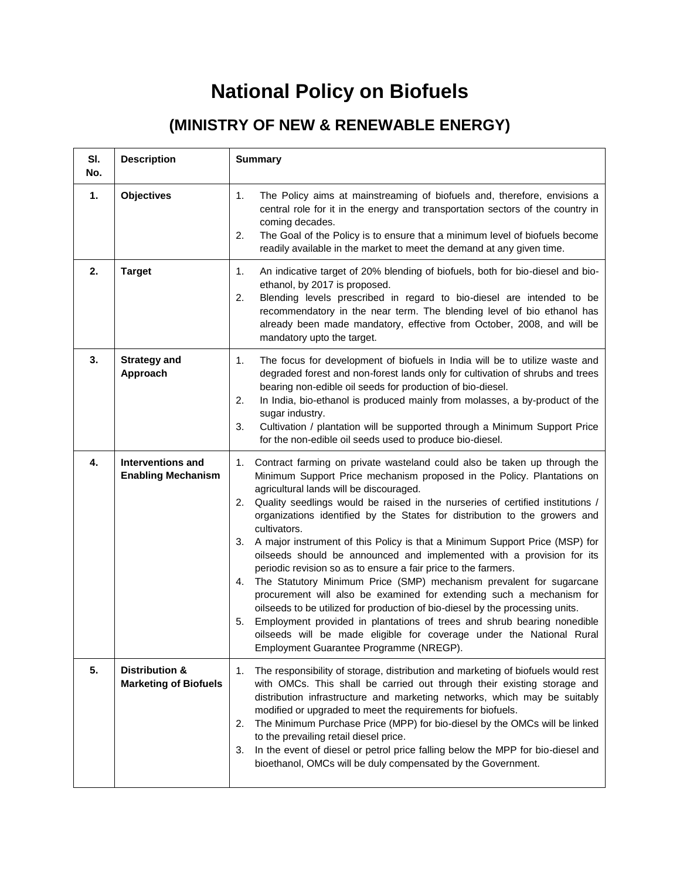# National Policy on Biofuels

## (MINISTRY OF NEW & RENEWABLE ENERGY)

| Sl. No. | Description | Summary |
|---|---|---|
| 1. | **Objectives** | 1. The Policy aims at mainstreaming of biofuels and, therefore, envisions a central role for it in the energy and transportation sectors of the country in coming decades.<br>2. The Goal of the Policy is to ensure that a minimum level of biofuels become readily available in the market to meet the demand at any given time. |
| 2. | **Target** | 1. An indicative target of 20% blending of biofuels, both for bio-diesel and bio-ethanol, by 2017 is proposed.<br>2. Blending levels prescribed in regard to bio-diesel are intended to be recommendatory in the near term. The blending level of bio ethanol has already been made mandatory, effective from October, 2008, and will be mandatory upto the target. |
| 3. | **Strategy and Approach** | 1. The focus for development of biofuels in India will be to utilize waste and degraded forest and non-forest lands only for cultivation of shrubs and trees bearing non-edible oil seeds for production of bio-diesel.<br>2. In India, bio-ethanol is produced mainly from molasses, a by-product of the sugar industry.<br>3. Cultivation / plantation will be supported through a Minimum Support Price for the non-edible oil seeds used to produce bio-diesel. |
| 4. | **Interventions and Enabling Mechanism** | 1. Contract farming on private wasteland could also be taken up through the Minimum Support Price mechanism proposed in the Policy. Plantations on agricultural lands will be discouraged.<br>2. Quality seedlings would be raised in the nurseries of certified institutions / organizations identified by the States for distribution to the growers and cultivators.<br>3. A major instrument of this Policy is that a Minimum Support Price (MSP) for oilseeds should be announced and implemented with a provision for its periodic revision so as to ensure a fair price to the farmers.<br>4. The Statutory Minimum Price (SMP) mechanism prevalent for sugarcane procurement will also be examined for extending such a mechanism for oilseeds to be utilized for production of bio-diesel by the processing units.<br>5. Employment provided in plantations of trees and shrub bearing nonedible oilseeds will be made eligible for coverage under the National Rural Employment Guarantee Programme (NREGP). |
| 5. | **Distribution & Marketing of Biofuels** | 1. The responsibility of storage, distribution and marketing of biofuels would rest with OMCs. This shall be carried out through their existing storage and distribution infrastructure and marketing networks, which may be suitably modified or upgraded to meet the requirements for biofuels.<br>2. The Minimum Purchase Price (MPP) for bio-diesel by the OMCs will be linked to the prevailing retail diesel price.<br>3. In the event of diesel or petrol price falling below the MPP for bio-diesel and bioethanol, OMCs will be duly compensated by the Government. |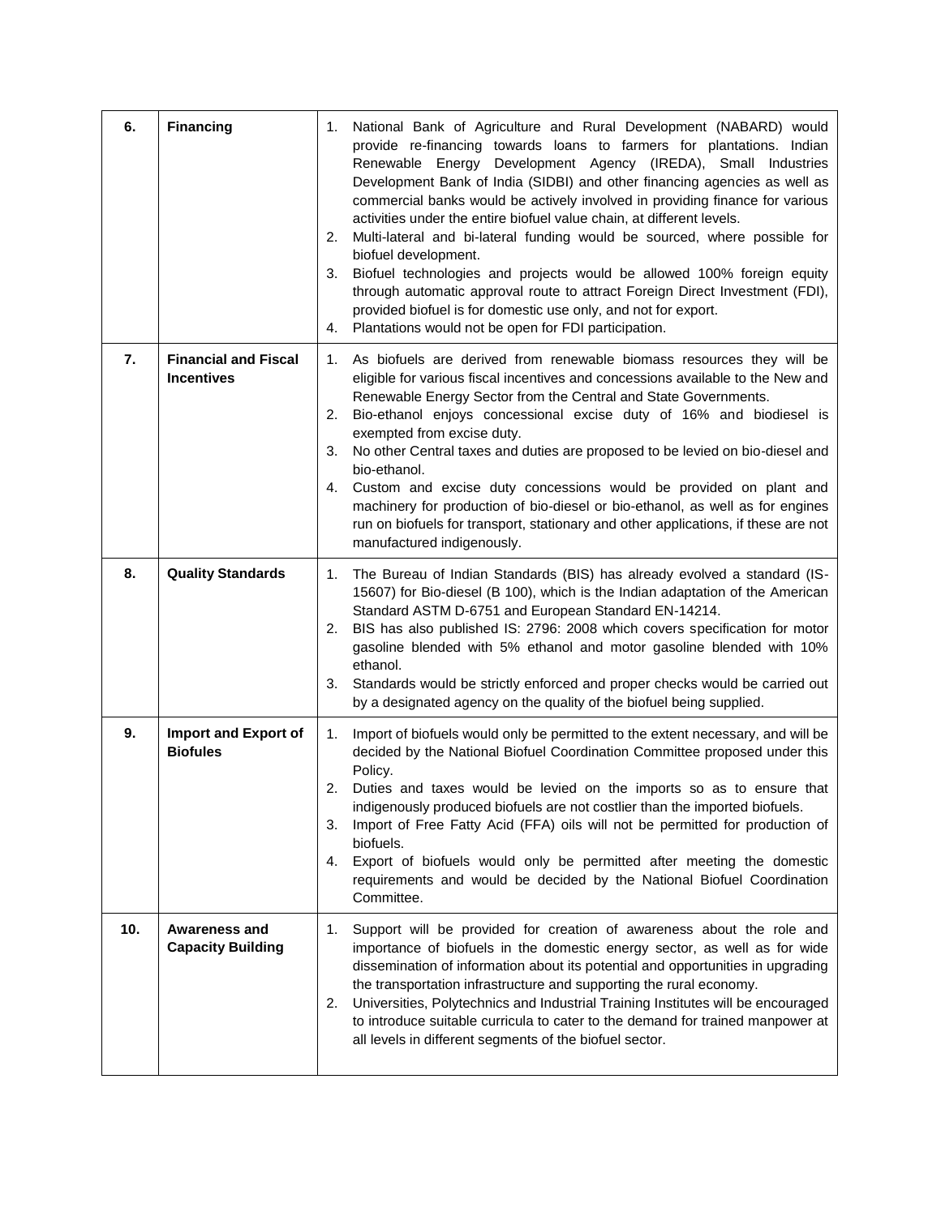| | | |
|---|---|---|
| 6. | **Financing** | 1. National Bank of Agriculture and Rural Development (NABARD) would provide re-financing towards loans to farmers for plantations. Indian Renewable Energy Development Agency (IREDA), Small Industries Development Bank of India (SIDBI) and other financing agencies as well as commercial banks would be actively involved in providing finance for various activities under the entire biofuel value chain, at different levels.<br>2. Multi-lateral and bi-lateral funding would be sourced, where possible for biofuel development.<br>3. Biofuel technologies and projects would be allowed 100% foreign equity through automatic approval route to attract Foreign Direct Investment (FDI), provided biofuel is for domestic use only, and not for export.<br>4. Plantations would not be open for FDI participation. |
| 7. | **Financial and Fiscal Incentives** | 1. As biofuels are derived from renewable biomass resources they will be eligible for various fiscal incentives and concessions available to the New and Renewable Energy Sector from the Central and State Governments.<br>2. Bio-ethanol enjoys concessional excise duty of 16% and biodiesel is exempted from excise duty.<br>3. No other Central taxes and duties are proposed to be levied on bio-diesel and bio-ethanol.<br>4. Custom and excise duty concessions would be provided on plant and machinery for production of bio-diesel or bio-ethanol, as well as for engines run on biofuels for transport, stationary and other applications, if these are not manufactured indigenously. |
| 8. | **Quality Standards** | 1. The Bureau of Indian Standards (BIS) has already evolved a standard (IS-15607) for Bio-diesel (B 100), which is the Indian adaptation of the American Standard ASTM D-6751 and European Standard EN-14214.<br>2. BIS has also published IS: 2796: 2008 which covers specification for motor gasoline blended with 5% ethanol and motor gasoline blended with 10% ethanol.<br>3. Standards would be strictly enforced and proper checks would be carried out by a designated agency on the quality of the biofuel being supplied. |
| 9. | **Import and Export of Biofules** | 1. Import of biofuels would only be permitted to the extent necessary, and will be decided by the National Biofuel Coordination Committee proposed under this Policy.<br>2. Duties and taxes would be levied on the imports so as to ensure that indigenously produced biofuels are not costlier than the imported biofuels.<br>3. Import of Free Fatty Acid (FFA) oils will not be permitted for production of biofuels.<br>4. Export of biofuels would only be permitted after meeting the domestic requirements and would be decided by the National Biofuel Coordination Committee. |
| 10. | **Awareness and Capacity Building** | 1. Support will be provided for creation of awareness about the role and importance of biofuels in the domestic energy sector, as well as for wide dissemination of information about its potential and opportunities in upgrading the transportation infrastructure and supporting the rural economy.<br>2. Universities, Polytechnics and Industrial Training Institutes will be encouraged to introduce suitable curricula to cater to the demand for trained manpower at all levels in different segments of the biofuel sector. |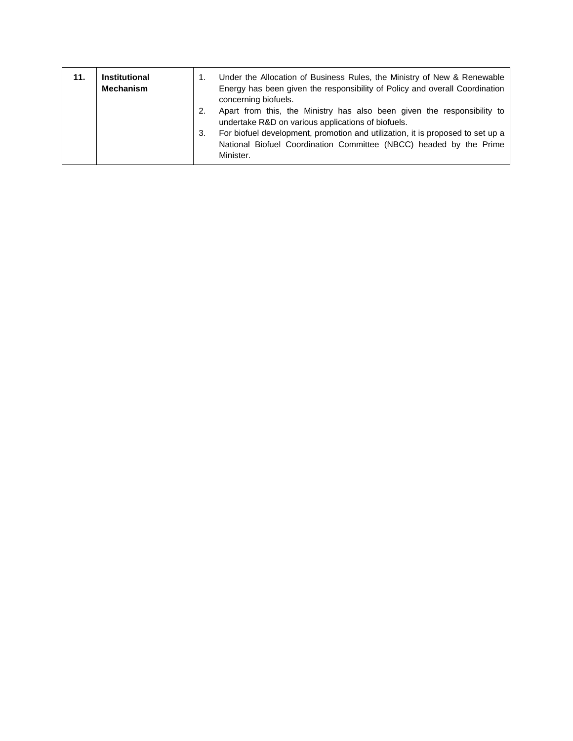| | | |
|---|---|---|
| **11.** | **Institutional Mechanism** | 1. Under the Allocation of Business Rules, the Ministry of New & Renewable Energy has been given the responsibility of Policy and overall Coordination concerning biofuels.<br>2. Apart from this, the Ministry has also been given the responsibility to undertake R&D on various applications of biofuels.<br>3. For biofuel development, promotion and utilization, it is proposed to set up a National Biofuel Coordination Committee (NBCC) headed by the Prime Minister. |